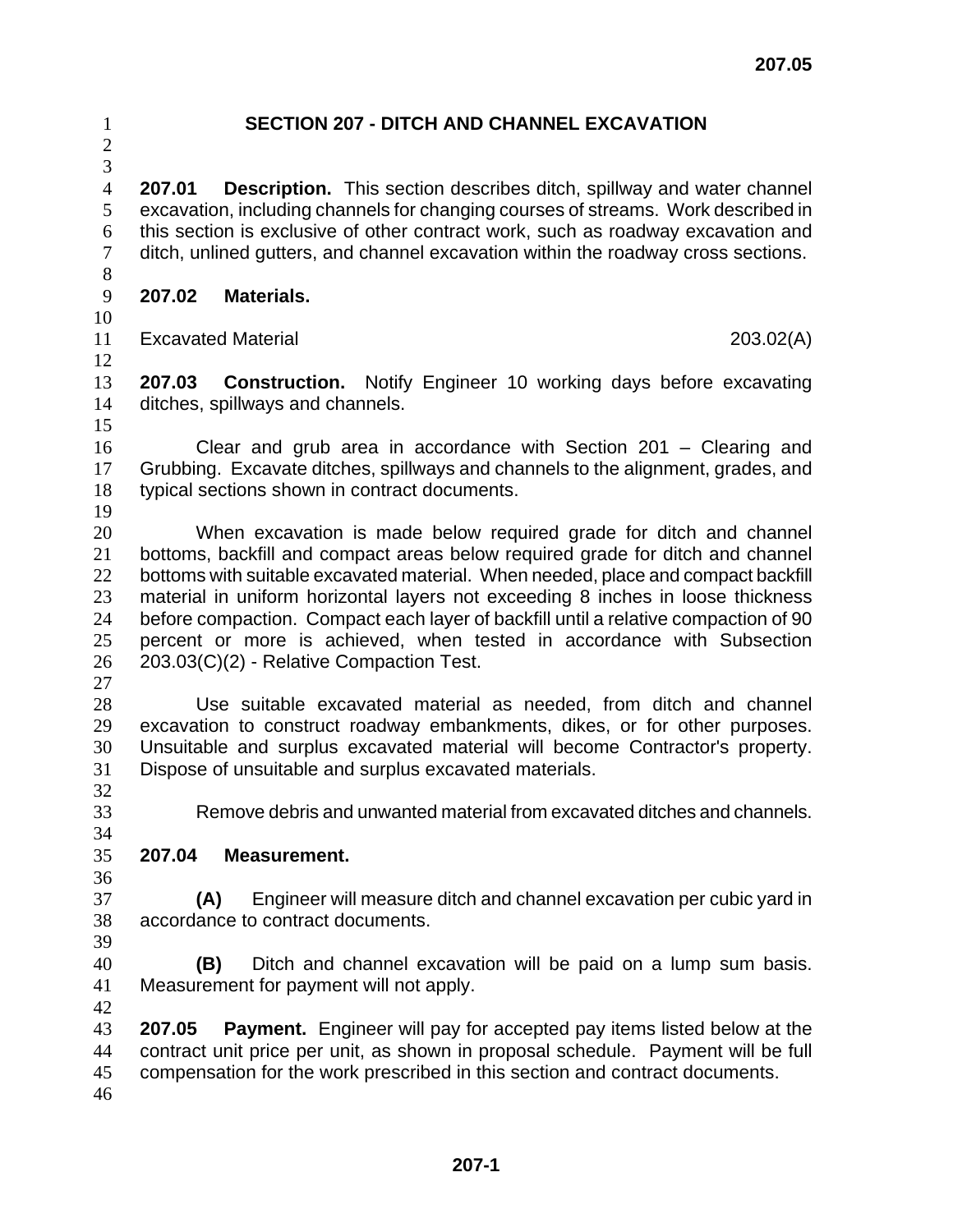# SECTION 207 - DITCH AND CHANNEL EXCAVATION

**207.01 Description.** This section describes ditch, spillway and water channel excavation, including channels for changing courses of streams. Work described in this section is exclusive of other contract work, such as roadway excavation and ditch, unlined gutters, and channel excavation within the roadway cross sections.

**207.02 Materials.**

| Excavated Material | 203.02(A) |
|---|---|

**207.03 Construction.** Notify Engineer 10 working days before excavating ditches, spillways and channels.

Clear and grub area in accordance with Section 201 – Clearing and Grubbing. Excavate ditches, spillways and channels to the alignment, grades, and typical sections shown in contract documents.

When excavation is made below required grade for ditch and channel bottoms, backfill and compact areas below required grade for ditch and channel bottoms with suitable excavated material. When needed, place and compact backfill material in uniform horizontal layers not exceeding 8 inches in loose thickness before compaction. Compact each layer of backfill until a relative compaction of 90 percent or more is achieved, when tested in accordance with Subsection 203.03(C)(2) - Relative Compaction Test.

Use suitable excavated material as needed, from ditch and channel excavation to construct roadway embankments, dikes, or for other purposes. Unsuitable and surplus excavated material will become Contractor's property. Dispose of unsuitable and surplus excavated materials.

Remove debris and unwanted material from excavated ditches and channels.

**207.04 Measurement.**

**(A)** Engineer will measure ditch and channel excavation per cubic yard in accordance to contract documents.

**(B)** Ditch and channel excavation will be paid on a lump sum basis. Measurement for payment will not apply.

**207.05 Payment.** Engineer will pay for accepted pay items listed below at the contract unit price per unit, as shown in proposal schedule. Payment will be full compensation for the work prescribed in this section and contract documents.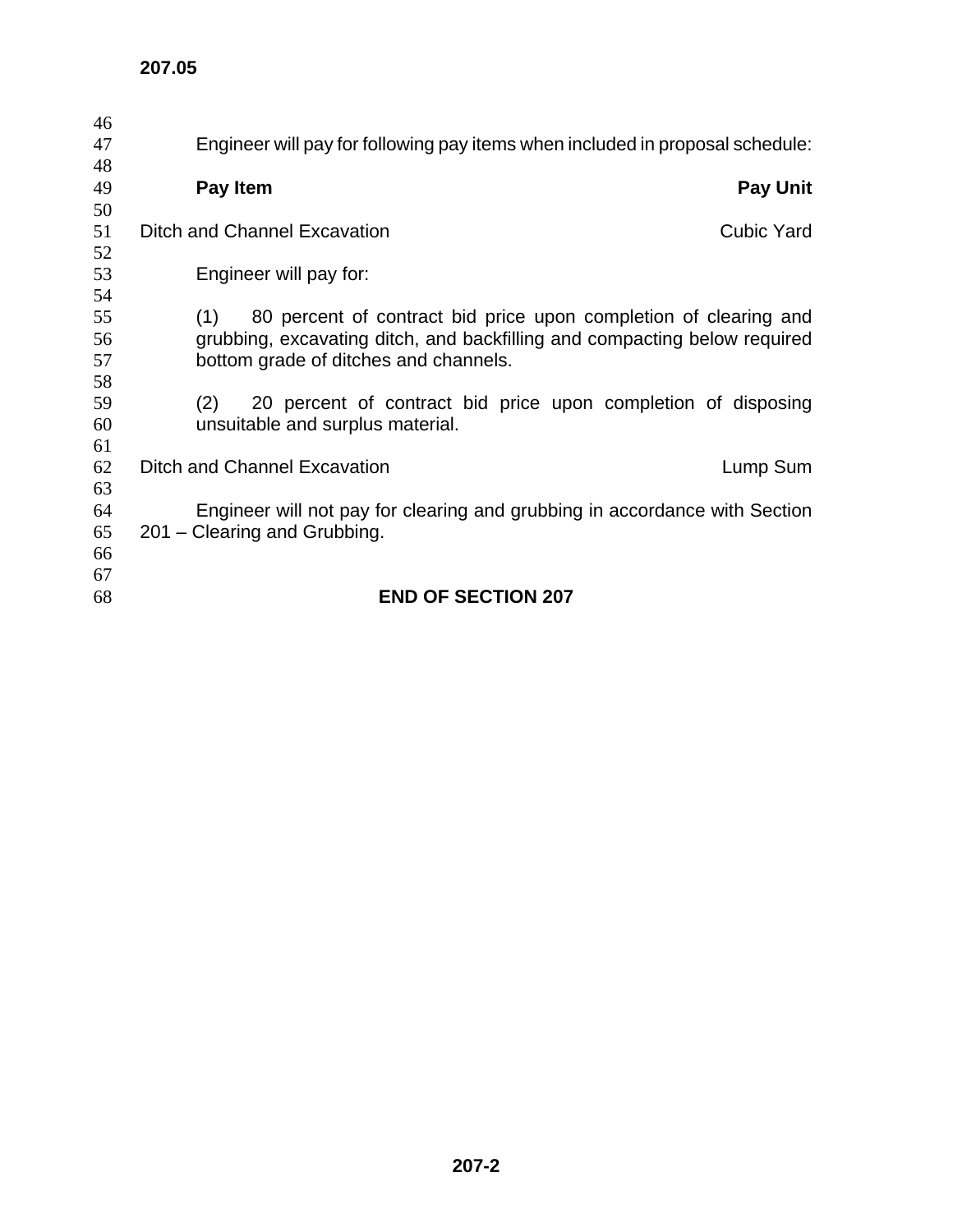Engineer will pay for following pay items when included in proposal schedule:

| Pay Item | Pay Unit |
|---|---|
| Ditch and Channel Excavation | Cubic Yard |

Engineer will pay for:

(1) 80 percent of contract bid price upon completion of clearing and grubbing, excavating ditch, and backfilling and compacting below required bottom grade of ditches and channels.

(2) 20 percent of contract bid price upon completion of disposing unsuitable and surplus material.

| | |
|---|---|
| Ditch and Channel Excavation | Lump Sum |

Engineer will not pay for clearing and grubbing in accordance with Section 201 – Clearing and Grubbing.

**END OF SECTION 207**